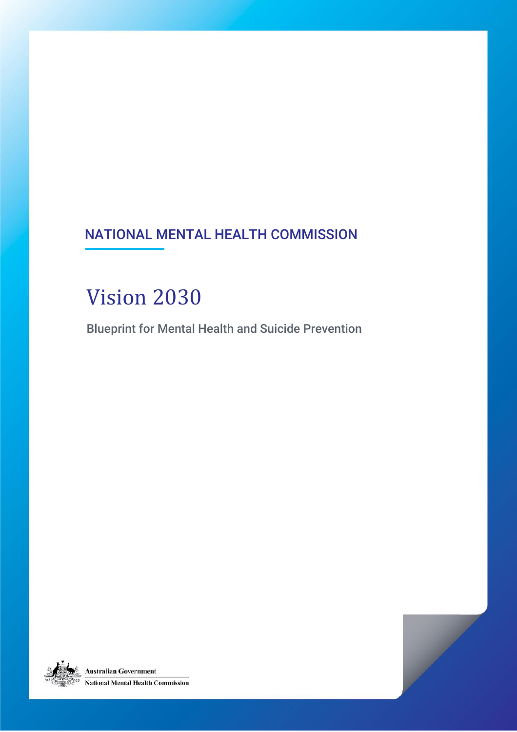NATIONAL MENTAL HEALTH COMMISSION

# Vision 2030

Blueprint for Mental Health and Suicide Prevention

Australian Government

National Mental Health Commission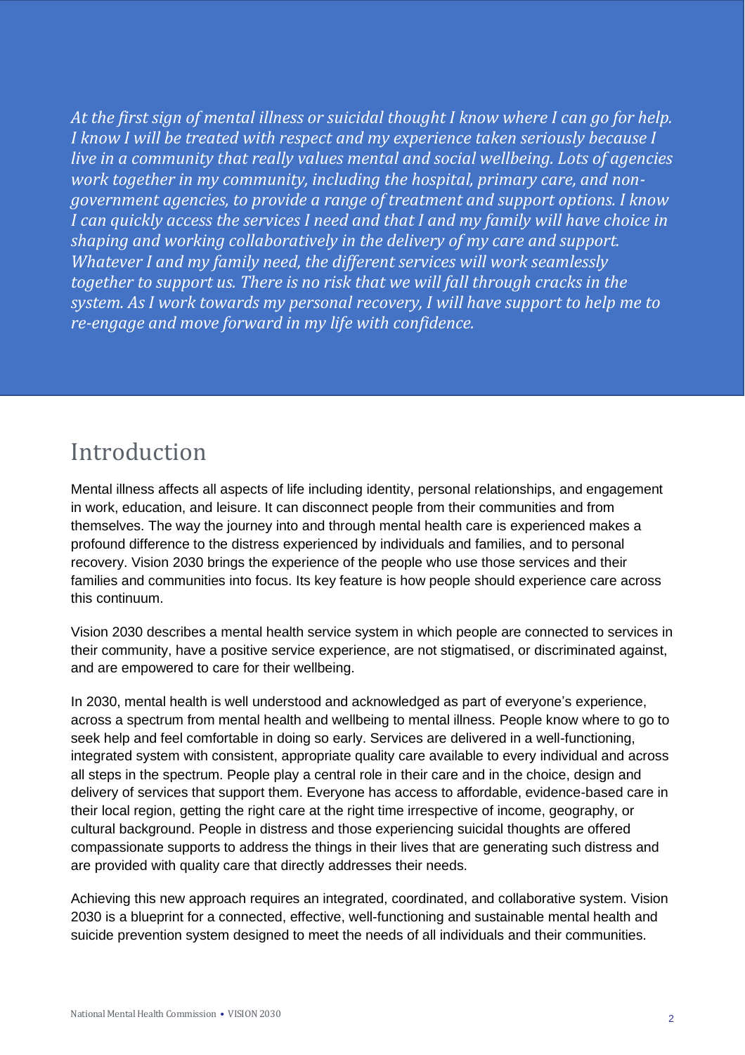*At the first sign of mental illness or suicidal thought I know where I can go for help. I know I will be treated with respect and my experience taken seriously because I live in a community that really values mental and social wellbeing. Lots of agencies work together in my community, including the hospital, primary care, and non-government agencies, to provide a range of treatment and support options. I know I can quickly access the services I need and that I and my family will have choice in shaping and working collaboratively in the delivery of my care and support. Whatever I and my family need, the different services will work seamlessly together to support us. There is no risk that we will fall through cracks in the system. As I work towards my personal recovery, I will have support to help me to re-engage and move forward in my life with confidence.*

# Introduction

Mental illness affects all aspects of life including identity, personal relationships, and engagement in work, education, and leisure. It can disconnect people from their communities and from themselves. The way the journey into and through mental health care is experienced makes a profound difference to the distress experienced by individuals and families, and to personal recovery. Vision 2030 brings the experience of the people who use those services and their families and communities into focus. Its key feature is how people should experience care across this continuum.

Vision 2030 describes a mental health service system in which people are connected to services in their community, have a positive service experience, are not stigmatised, or discriminated against, and are empowered to care for their wellbeing.

In 2030, mental health is well understood and acknowledged as part of everyone's experience, across a spectrum from mental health and wellbeing to mental illness. People know where to go to seek help and feel comfortable in doing so early. Services are delivered in a well-functioning, integrated system with consistent, appropriate quality care available to every individual and across all steps in the spectrum. People play a central role in their care and in the choice, design and delivery of services that support them. Everyone has access to affordable, evidence-based care in their local region, getting the right care at the right time irrespective of income, geography, or cultural background. People in distress and those experiencing suicidal thoughts are offered compassionate supports to address the things in their lives that are generating such distress and are provided with quality care that directly addresses their needs.

Achieving this new approach requires an integrated, coordinated, and collaborative system. Vision 2030 is a blueprint for a connected, effective, well-functioning and sustainable mental health and suicide prevention system designed to meet the needs of all individuals and their communities.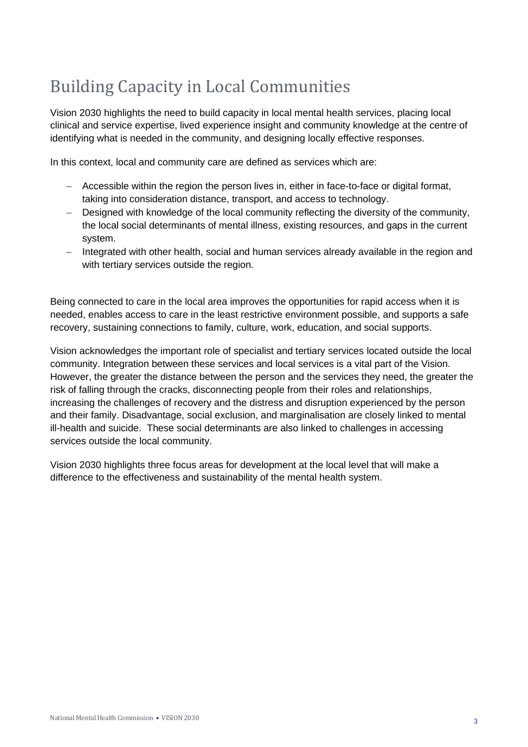# Building Capacity in Local Communities

Vision 2030 highlights the need to build capacity in local mental health services, placing local clinical and service expertise, lived experience insight and community knowledge at the centre of identifying what is needed in the community, and designing locally effective responses.

In this context, local and community care are defined as services which are:

- Accessible within the region the person lives in, either in face-to-face or digital format, taking into consideration distance, transport, and access to technology.
- Designed with knowledge of the local community reflecting the diversity of the community, the local social determinants of mental illness, existing resources, and gaps in the current system.
- Integrated with other health, social and human services already available in the region and with tertiary services outside the region.

Being connected to care in the local area improves the opportunities for rapid access when it is needed, enables access to care in the least restrictive environment possible, and supports a safe recovery, sustaining connections to family, culture, work, education, and social supports.

Vision acknowledges the important role of specialist and tertiary services located outside the local community. Integration between these services and local services is a vital part of the Vision. However, the greater the distance between the person and the services they need, the greater the risk of falling through the cracks, disconnecting people from their roles and relationships, increasing the challenges of recovery and the distress and disruption experienced by the person and their family. Disadvantage, social exclusion, and marginalisation are closely linked to mental ill-health and suicide. These social determinants are also linked to challenges in accessing services outside the local community.

Vision 2030 highlights three focus areas for development at the local level that will make a difference to the effectiveness and sustainability of the mental health system.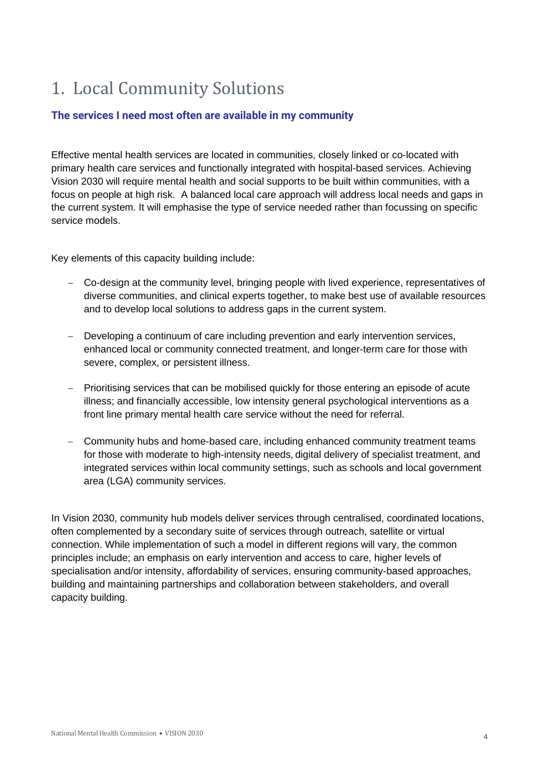# 1. Local Community Solutions

**The services I need most often are available in my community**

Effective mental health services are located in communities, closely linked or co-located with primary health care services and functionally integrated with hospital-based services. Achieving Vision 2030 will require mental health and social supports to be built within communities, with a focus on people at high risk. A balanced local care approach will address local needs and gaps in the current system. It will emphasise the type of service needed rather than focussing on specific service models.

Key elements of this capacity building include:

- Co-design at the community level, bringing people with lived experience, representatives of diverse communities, and clinical experts together, to make best use of available resources and to develop local solutions to address gaps in the current system.
- Developing a continuum of care including prevention and early intervention services, enhanced local or community connected treatment, and longer-term care for those with severe, complex, or persistent illness.
- Prioritising services that can be mobilised quickly for those entering an episode of acute illness; and financially accessible, low intensity general psychological interventions as a front line primary mental health care service without the need for referral.
- Community hubs and home-based care, including enhanced community treatment teams for those with moderate to high-intensity needs, digital delivery of specialist treatment, and integrated services within local community settings, such as schools and local government area (LGA) community services.

In Vision 2030, community hub models deliver services through centralised, coordinated locations, often complemented by a secondary suite of services through outreach, satellite or virtual connection. While implementation of such a model in different regions will vary, the common principles include; an emphasis on early intervention and access to care, higher levels of specialisation and/or intensity, affordability of services, ensuring community-based approaches, building and maintaining partnerships and collaboration between stakeholders, and overall capacity building.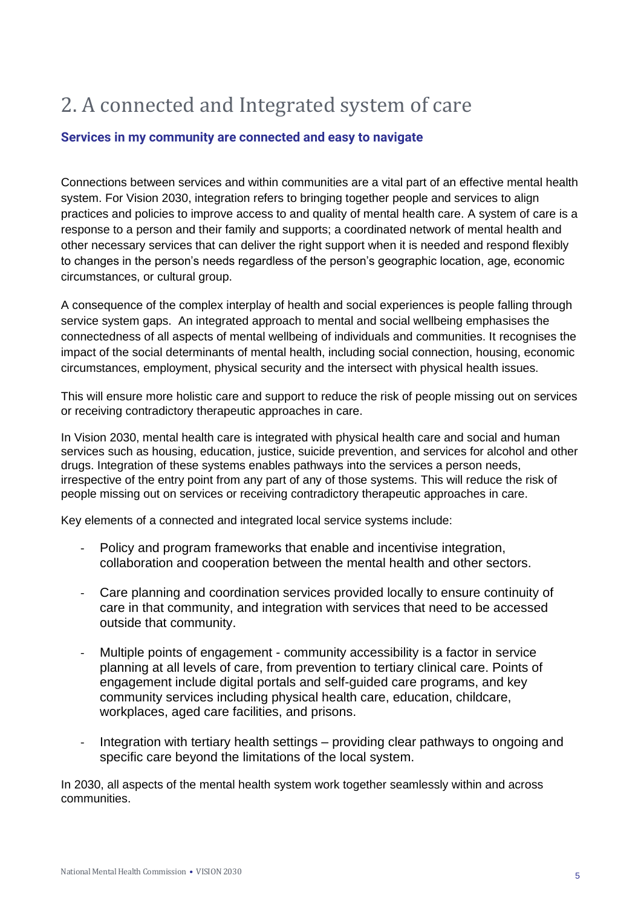# 2. A connected and Integrated system of care

### Services in my community are connected and easy to navigate

Connections between services and within communities are a vital part of an effective mental health system. For Vision 2030, integration refers to bringing together people and services to align practices and policies to improve access to and quality of mental health care. A system of care is a response to a person and their family and supports; a coordinated network of mental health and other necessary services that can deliver the right support when it is needed and respond flexibly to changes in the person's needs regardless of the person's geographic location, age, economic circumstances, or cultural group.

A consequence of the complex interplay of health and social experiences is people falling through service system gaps. An integrated approach to mental and social wellbeing emphasises the connectedness of all aspects of mental wellbeing of individuals and communities. It recognises the impact of the social determinants of mental health, including social connection, housing, economic circumstances, employment, physical security and the intersect with physical health issues.

This will ensure more holistic care and support to reduce the risk of people missing out on services or receiving contradictory therapeutic approaches in care.

In Vision 2030, mental health care is integrated with physical health care and social and human services such as housing, education, justice, suicide prevention, and services for alcohol and other drugs. Integration of these systems enables pathways into the services a person needs, irrespective of the entry point from any part of any of those systems. This will reduce the risk of people missing out on services or receiving contradictory therapeutic approaches in care.

Key elements of a connected and integrated local service systems include:

- Policy and program frameworks that enable and incentivise integration, collaboration and cooperation between the mental health and other sectors.
- Care planning and coordination services provided locally to ensure continuity of care in that community, and integration with services that need to be accessed outside that community.
- Multiple points of engagement - community accessibility is a factor in service planning at all levels of care, from prevention to tertiary clinical care. Points of engagement include digital portals and self-guided care programs, and key community services including physical health care, education, childcare, workplaces, aged care facilities, and prisons.
- Integration with tertiary health settings – providing clear pathways to ongoing and specific care beyond the limitations of the local system.

In 2030, all aspects of the mental health system work together seamlessly within and across communities.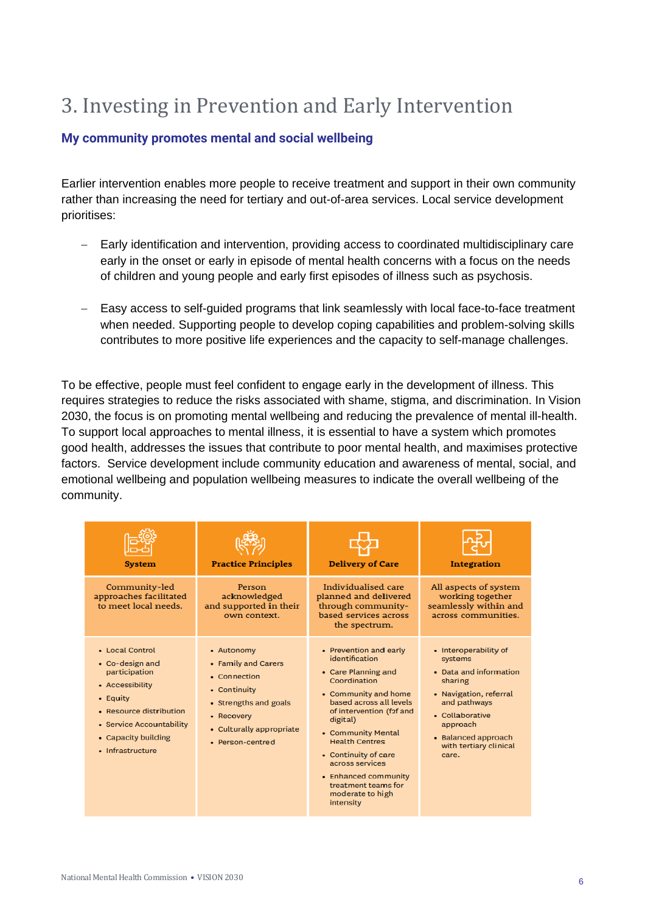# 3. Investing in Prevention and Early Intervention

## My community promotes mental and social wellbeing

Earlier intervention enables more people to receive treatment and support in their own community rather than increasing the need for tertiary and out-of-area services. Local service development prioritises:

- Early identification and intervention, providing access to coordinated multidisciplinary care early in the onset or early in episode of mental health concerns with a focus on the needs of children and young people and early first episodes of illness such as psychosis.
- Easy access to self-guided programs that link seamlessly with local face-to-face treatment when needed. Supporting people to develop coping capabilities and problem-solving skills contributes to more positive life experiences and the capacity to self-manage challenges.

To be effective, people must feel confident to engage early in the development of illness. This requires strategies to reduce the risks associated with shame, stigma, and discrimination. In Vision 2030, the focus is on promoting mental wellbeing and reducing the prevalence of mental ill-health. To support local approaches to mental illness, it is essential to have a system which promotes good health, addresses the issues that contribute to poor mental health, and maximises protective factors. Service development include community education and awareness of mental, social, and emotional wellbeing and population wellbeing measures to indicate the overall wellbeing of the community.

| System | Practice Principles | Delivery of Care | Integration |
|---|---|---|---|
| Community-led approaches facilitated to meet local needs. | Person acknowledged and supported in their own context. | Individualised care planned and delivered through community-based services across the spectrum. | All aspects of system working together seamlessly within and across communities. |
| • Local Control<br>• Co-design and participation<br>• Accessibility<br>• Equity<br>• Resource distribution<br>• Service Accountability<br>• Capacity building<br>• Infrastructure | • Autonomy<br>• Family and Carers<br>• Connection<br>• Continuity<br>• Strengths and goals<br>• Recovery<br>• Culturally appropriate<br>• Person-centred | • Prevention and early identification<br>• Care Planning and Coordination<br>• Community and home based across all levels of intervention (f2f and digital)<br>• Community Mental Health Centres<br>• Continuity of care across services<br>• Enhanced community treatment teams for moderate to high intensity | • Interoperability of systems<br>• Data and information sharing<br>• Navigation, referral and pathways<br>• Collaborative approach<br>• Balanced approach with tertiary clinical care. |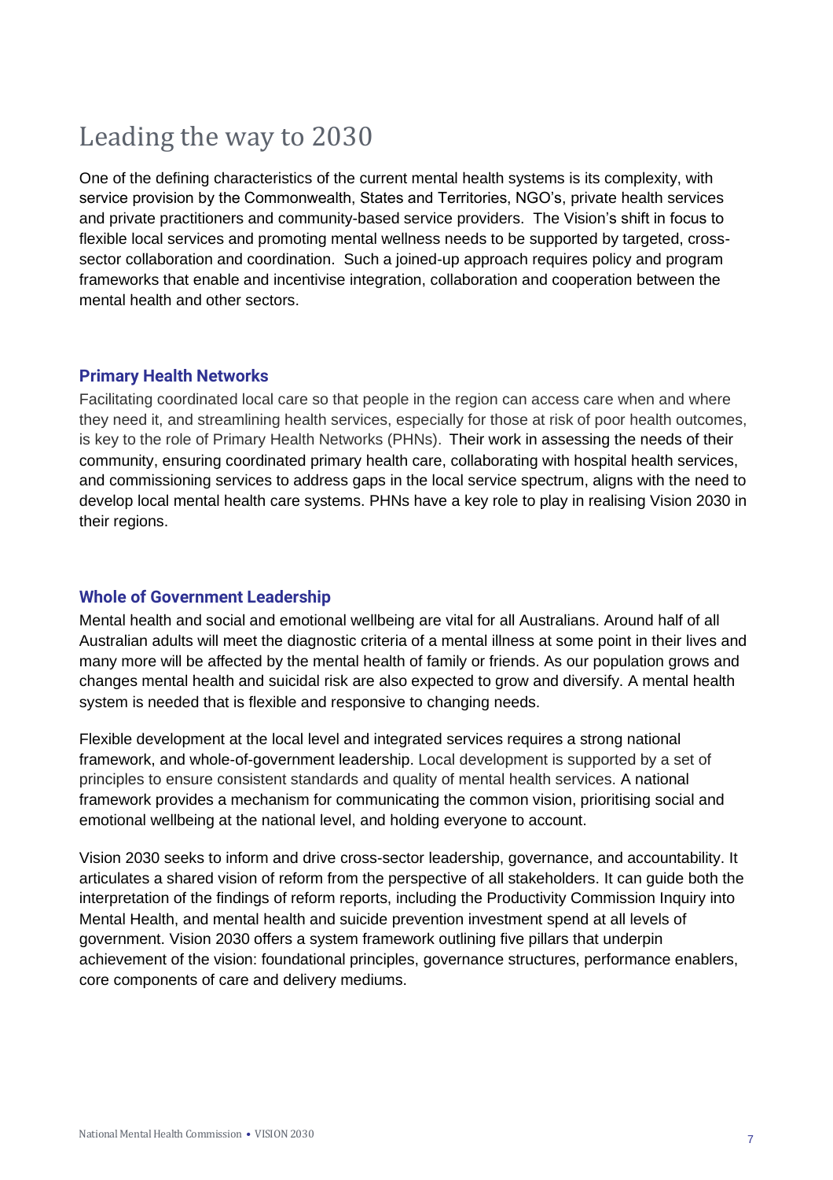# Leading the way to 2030

One of the defining characteristics of the current mental health systems is its complexity, with service provision by the Commonwealth, States and Territories, NGO's, private health services and private practitioners and community-based service providers. The Vision's shift in focus to flexible local services and promoting mental wellness needs to be supported by targeted, cross-sector collaboration and coordination. Such a joined-up approach requires policy and program frameworks that enable and incentivise integration, collaboration and cooperation between the mental health and other sectors.

### Primary Health Networks

Facilitating coordinated local care so that people in the region can access care when and where they need it, and streamlining health services, especially for those at risk of poor health outcomes, is key to the role of Primary Health Networks (PHNs). Their work in assessing the needs of their community, ensuring coordinated primary health care, collaborating with hospital health services, and commissioning services to address gaps in the local service spectrum, aligns with the need to develop local mental health care systems. PHNs have a key role to play in realising Vision 2030 in their regions.

### Whole of Government Leadership

Mental health and social and emotional wellbeing are vital for all Australians. Around half of all Australian adults will meet the diagnostic criteria of a mental illness at some point in their lives and many more will be affected by the mental health of family or friends. As our population grows and changes mental health and suicidal risk are also expected to grow and diversify. A mental health system is needed that is flexible and responsive to changing needs.

Flexible development at the local level and integrated services requires a strong national framework, and whole-of-government leadership. Local development is supported by a set of principles to ensure consistent standards and quality of mental health services. A national framework provides a mechanism for communicating the common vision, prioritising social and emotional wellbeing at the national level, and holding everyone to account.

Vision 2030 seeks to inform and drive cross-sector leadership, governance, and accountability. It articulates a shared vision of reform from the perspective of all stakeholders. It can guide both the interpretation of the findings of reform reports, including the Productivity Commission Inquiry into Mental Health, and mental health and suicide prevention investment spend at all levels of government. Vision 2030 offers a system framework outlining five pillars that underpin achievement of the vision: foundational principles, governance structures, performance enablers, core components of care and delivery mediums.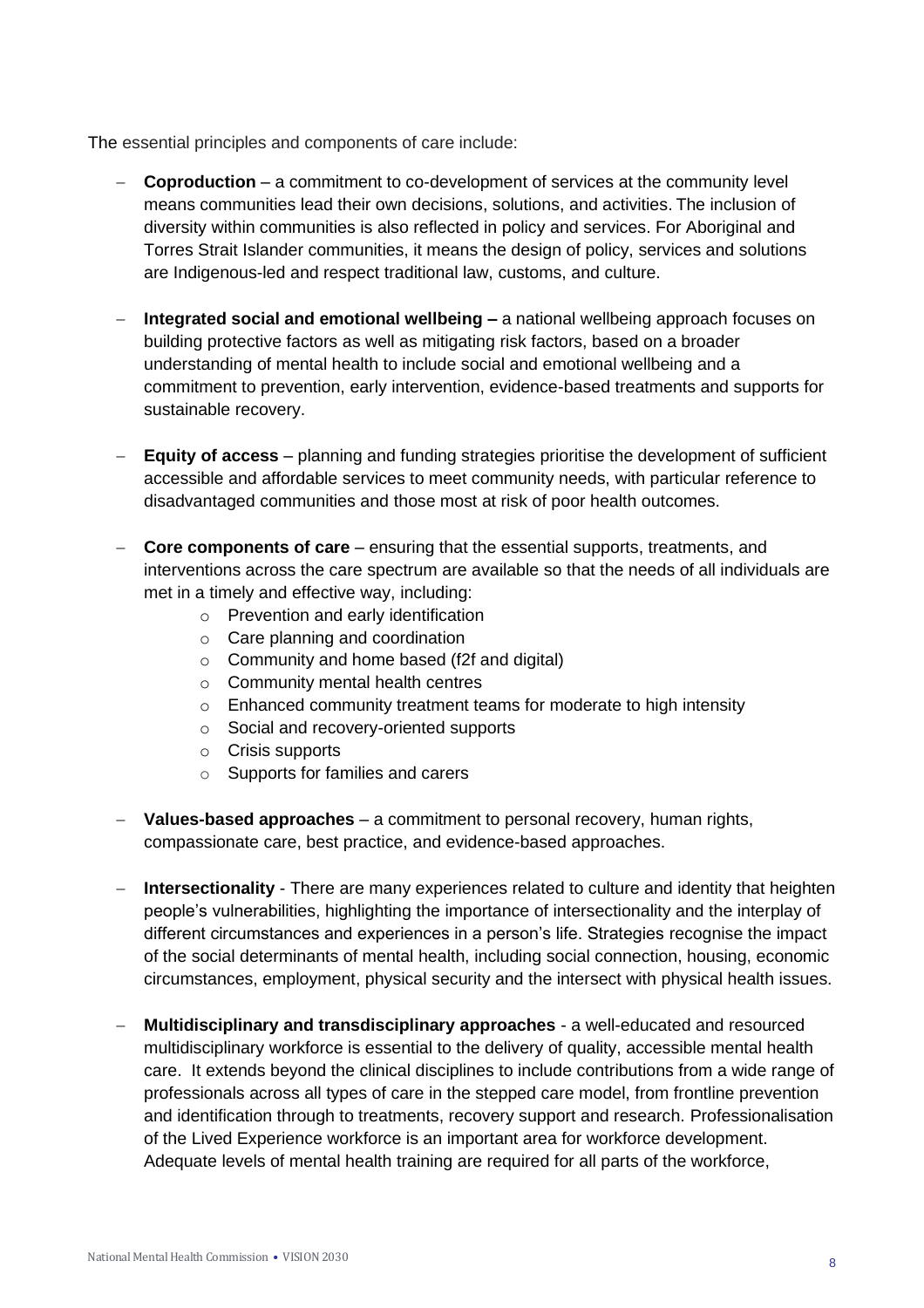The essential principles and components of care include:

- **Coproduction** – a commitment to co-development of services at the community level means communities lead their own decisions, solutions, and activities. The inclusion of diversity within communities is also reflected in policy and services. For Aboriginal and Torres Strait Islander communities, it means the design of policy, services and solutions are Indigenous-led and respect traditional law, customs, and culture.

- **Integrated social and emotional wellbeing –** a national wellbeing approach focuses on building protective factors as well as mitigating risk factors, based on a broader understanding of mental health to include social and emotional wellbeing and a commitment to prevention, early intervention, evidence-based treatments and supports for sustainable recovery.

- **Equity of access** – planning and funding strategies prioritise the development of sufficient accessible and affordable services to meet community needs, with particular reference to disadvantaged communities and those most at risk of poor health outcomes.

- **Core components of care** – ensuring that the essential supports, treatments, and interventions across the care spectrum are available so that the needs of all individuals are met in a timely and effective way, including:
  - Prevention and early identification
  - Care planning and coordination
  - Community and home based (f2f and digital)
  - Community mental health centres
  - Enhanced community treatment teams for moderate to high intensity
  - Social and recovery-oriented supports
  - Crisis supports
  - Supports for families and carers

- **Values-based approaches** – a commitment to personal recovery, human rights, compassionate care, best practice, and evidence-based approaches.

- **Intersectionality** - There are many experiences related to culture and identity that heighten people's vulnerabilities, highlighting the importance of intersectionality and the interplay of different circumstances and experiences in a person's life. Strategies recognise the impact of the social determinants of mental health, including social connection, housing, economic circumstances, employment, physical security and the intersect with physical health issues.

- **Multidisciplinary and transdisciplinary approaches** - a well-educated and resourced multidisciplinary workforce is essential to the delivery of quality, accessible mental health care. It extends beyond the clinical disciplines to include contributions from a wide range of professionals across all types of care in the stepped care model, from frontline prevention and identification through to treatments, recovery support and research. Professionalisation of the Lived Experience workforce is an important area for workforce development. Adequate levels of mental health training are required for all parts of the workforce,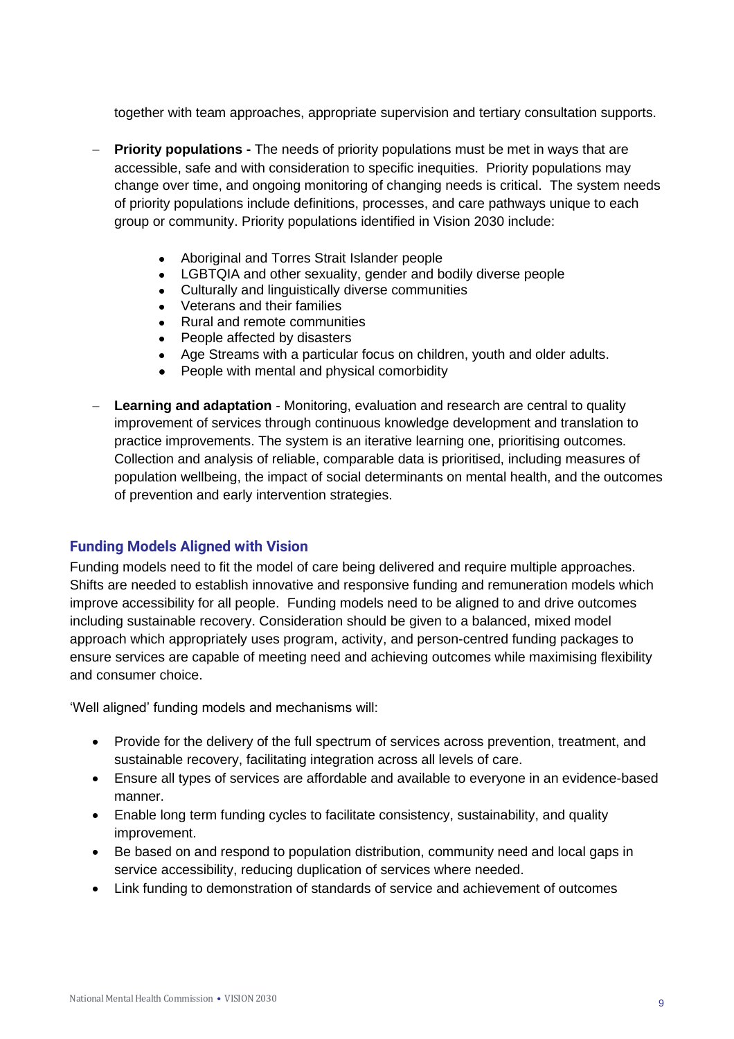together with team approaches, appropriate supervision and tertiary consultation supports.

- **Priority populations -** The needs of priority populations must be met in ways that are accessible, safe and with consideration to specific inequities. Priority populations may change over time, and ongoing monitoring of changing needs is critical. The system needs of priority populations include definitions, processes, and care pathways unique to each group or community. Priority populations identified in Vision 2030 include:
    - Aboriginal and Torres Strait Islander people
    - LGBTQIA and other sexuality, gender and bodily diverse people
    - Culturally and linguistically diverse communities
    - Veterans and their families
    - Rural and remote communities
    - People affected by disasters
    - Age Streams with a particular focus on children, youth and older adults.
    - People with mental and physical comorbidity
- **Learning and adaptation** - Monitoring, evaluation and research are central to quality improvement of services through continuous knowledge development and translation to practice improvements. The system is an iterative learning one, prioritising outcomes. Collection and analysis of reliable, comparable data is prioritised, including measures of population wellbeing, the impact of social determinants on mental health, and the outcomes of prevention and early intervention strategies.

### Funding Models Aligned with Vision

Funding models need to fit the model of care being delivered and require multiple approaches. Shifts are needed to establish innovative and responsive funding and remuneration models which improve accessibility for all people. Funding models need to be aligned to and drive outcomes including sustainable recovery. Consideration should be given to a balanced, mixed model approach which appropriately uses program, activity, and person-centred funding packages to ensure services are capable of meeting need and achieving outcomes while maximising flexibility and consumer choice.

'Well aligned' funding models and mechanisms will:

- Provide for the delivery of the full spectrum of services across prevention, treatment, and sustainable recovery, facilitating integration across all levels of care.
- Ensure all types of services are affordable and available to everyone in an evidence-based manner.
- Enable long term funding cycles to facilitate consistency, sustainability, and quality improvement.
- Be based on and respond to population distribution, community need and local gaps in service accessibility, reducing duplication of services where needed.
- Link funding to demonstration of standards of service and achievement of outcomes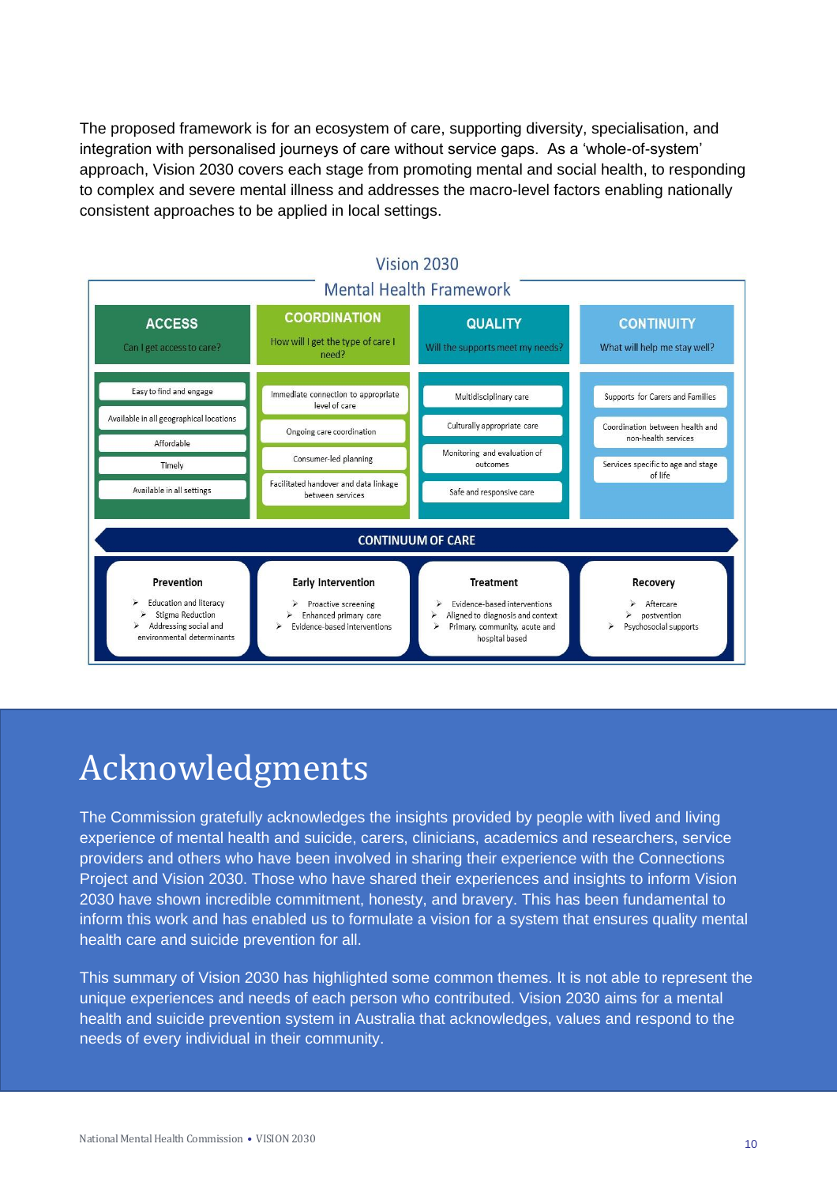The proposed framework is for an ecosystem of care, supporting diversity, specialisation, and integration with personalised journeys of care without service gaps. As a 'whole-of-system' approach, Vision 2030 covers each stage from promoting mental and social health, to responding to complex and severe mental illness and addresses the macro-level factors enabling nationally consistent approaches to be applied in local settings.

Vision 2030
Mental Health Framework

| ACCESS | COORDINATION | QUALITY | CONTINUITY |
|---|---|---|---|
| Can I get access to care? | How will I get the type of care I need? | Will the supports meet my needs? | What will help me stay well? |
| Easy to find and engage | Immediate connection to appropriate level of care | Multidisciplinary care | Supports for Carers and Families |
| Available in all geographical locations | Ongoing care coordination | Culturally appropriate care | Coordination between health and non-health services |
| Affordable | Consumer-led planning | Monitoring and evaluation of outcomes | Services specific to age and stage of life |
| Timely | Facilitated handover and data linkage between services | Safe and responsive care | |
| Available in all settings | | | |

CONTINUUM OF CARE

| Prevention | Early Intervention | Treatment | Recovery |
|---|---|---|---|
| Education and literacy; Stigma Reduction; Addressing social and environmental determinants | Proactive screening; Enhanced primary care; Evidence-based interventions | Evidence-based interventions; Aligned to diagnosis and context; Primary, community, acute and hospital based | Aftercare; postvention; Psychosocial supports |

# Acknowledgments

The Commission gratefully acknowledges the insights provided by people with lived and living experience of mental health and suicide, carers, clinicians, academics and researchers, service providers and others who have been involved in sharing their experience with the Connections Project and Vision 2030. Those who have shared their experiences and insights to inform Vision 2030 have shown incredible commitment, honesty, and bravery. This has been fundamental to inform this work and has enabled us to formulate a vision for a system that ensures quality mental health care and suicide prevention for all.

This summary of Vision 2030 has highlighted some common themes. It is not able to represent the unique experiences and needs of each person who contributed. Vision 2030 aims for a mental health and suicide prevention system in Australia that acknowledges, values and respond to the needs of every individual in their community.